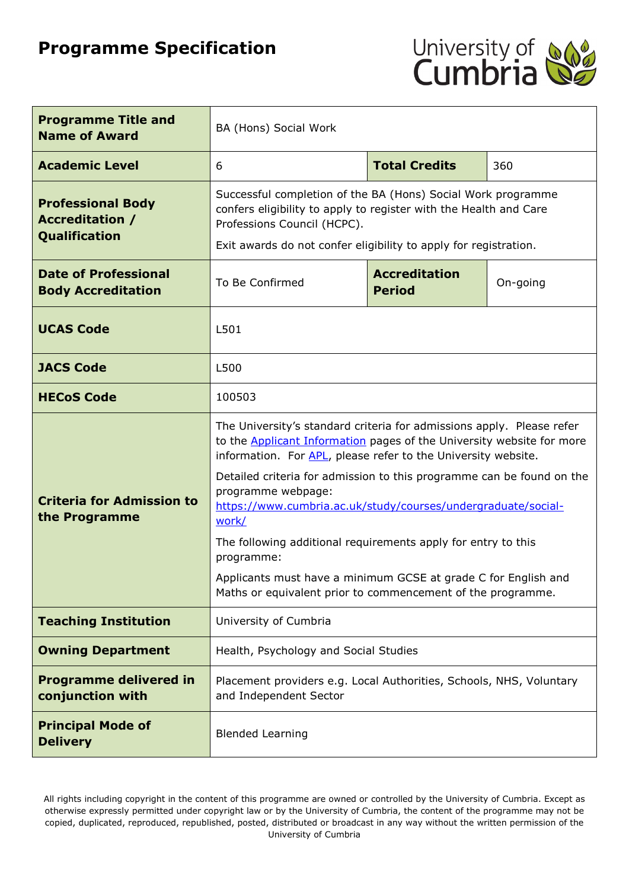# Programme Specification

| Programme Title and Name of Award | BA (Hons) Social Work | | |
|---|---|---|---|
| Academic Level | 6 | Total Credits | 360 |
| Professional Body Accreditation / Qualification | Successful completion of the BA (Hons) Social Work programme confers eligibility to apply to register with the Health and Care Professions Council (HCPC).<br><br>Exit awards do not confer eligibility to apply for registration. | | |
| Date of Professional Body Accreditation | To Be Confirmed | Accreditation Period | On-going |
| UCAS Code | L501 | | |
| JACS Code | L500 | | |
| HECoS Code | 100503 | | |
| Criteria for Admission to the Programme | The University's standard criteria for admissions apply. Please refer to the [Applicant Information](#) pages of the University website for more information. For [APL](#), please refer to the University website.<br><br>Detailed criteria for admission to this programme can be found on the programme webpage: [https://www.cumbria.ac.uk/study/courses/undergraduate/social-work/](https://www.cumbria.ac.uk/study/courses/undergraduate/social-work/)<br><br>The following additional requirements apply for entry to this programme:<br><br>Applicants must have a minimum GCSE at grade C for English and Maths or equivalent prior to commencement of the programme. | | |
| Teaching Institution | University of Cumbria | | |
| Owning Department | Health, Psychology and Social Studies | | |
| Programme delivered in conjunction with | Placement providers e.g. Local Authorities, Schools, NHS, Voluntary and Independent Sector | | |
| Principal Mode of Delivery | Blended Learning | | |

All rights including copyright in the content of this programme are owned or controlled by the University of Cumbria. Except as otherwise expressly permitted under copyright law or by the University of Cumbria, the content of the programme may not be copied, duplicated, reproduced, republished, posted, distributed or broadcast in any way without the written permission of the University of Cumbria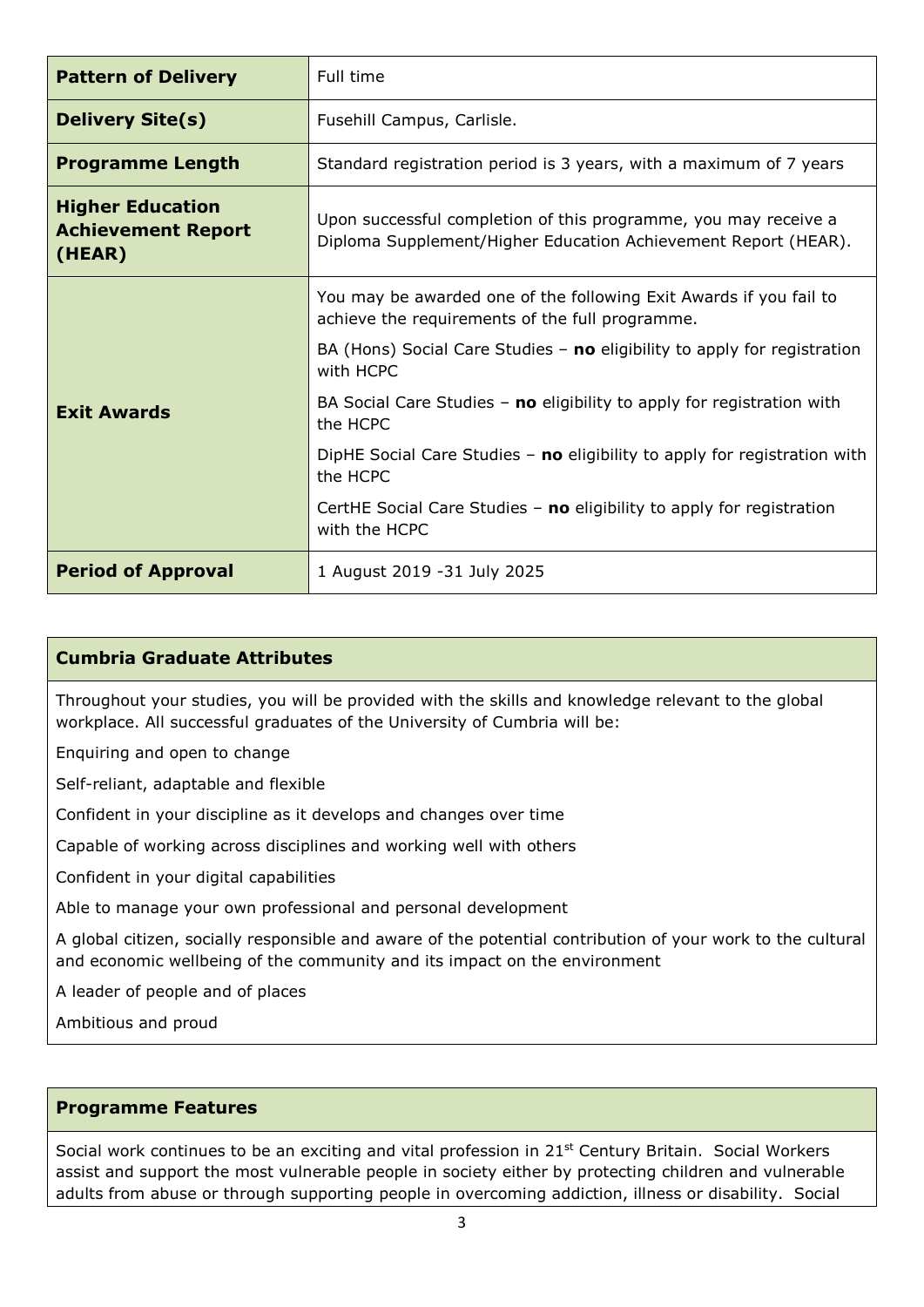| | |
|---|---|
| **Pattern of Delivery** | Full time |
| **Delivery Site(s)** | Fusehill Campus, Carlisle. |
| **Programme Length** | Standard registration period is 3 years, with a maximum of 7 years |
| **Higher Education Achievement Report (HEAR)** | Upon successful completion of this programme, you may receive a Diploma Supplement/Higher Education Achievement Report (HEAR). |
| **Exit Awards** | You may be awarded one of the following Exit Awards if you fail to achieve the requirements of the full programme.<br><br>BA (Hons) Social Care Studies – **no** eligibility to apply for registration with HCPC<br><br>BA Social Care Studies – **no** eligibility to apply for registration with the HCPC<br><br>DipHE Social Care Studies – **no** eligibility to apply for registration with the HCPC<br><br>CertHE Social Care Studies – **no** eligibility to apply for registration with the HCPC |
| **Period of Approval** | 1 August 2019 -31 July 2025 |

## Cumbria Graduate Attributes

Throughout your studies, you will be provided with the skills and knowledge relevant to the global workplace. All successful graduates of the University of Cumbria will be:

Enquiring and open to change

Self-reliant, adaptable and flexible

Confident in your discipline as it develops and changes over time

Capable of working across disciplines and working well with others

Confident in your digital capabilities

Able to manage your own professional and personal development

A global citizen, socially responsible and aware of the potential contribution of your work to the cultural and economic wellbeing of the community and its impact on the environment

A leader of people and of places

Ambitious and proud

## Programme Features

Social work continues to be an exciting and vital profession in 21st Century Britain. Social Workers assist and support the most vulnerable people in society either by protecting children and vulnerable adults from abuse or through supporting people in overcoming addiction, illness or disability. Social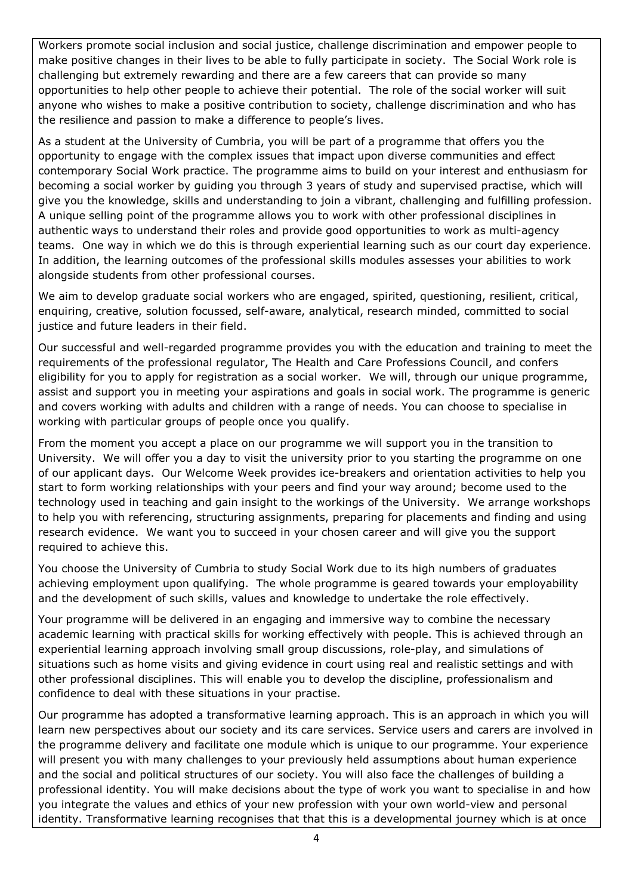Workers promote social inclusion and social justice, challenge discrimination and empower people to make positive changes in their lives to be able to fully participate in society. The Social Work role is challenging but extremely rewarding and there are a few careers that can provide so many opportunities to help other people to achieve their potential. The role of the social worker will suit anyone who wishes to make a positive contribution to society, challenge discrimination and who has the resilience and passion to make a difference to people's lives.

As a student at the University of Cumbria, you will be part of a programme that offers you the opportunity to engage with the complex issues that impact upon diverse communities and effect contemporary Social Work practice. The programme aims to build on your interest and enthusiasm for becoming a social worker by guiding you through 3 years of study and supervised practise, which will give you the knowledge, skills and understanding to join a vibrant, challenging and fulfilling profession. A unique selling point of the programme allows you to work with other professional disciplines in authentic ways to understand their roles and provide good opportunities to work as multi-agency teams. One way in which we do this is through experiential learning such as our court day experience. In addition, the learning outcomes of the professional skills modules assesses your abilities to work alongside students from other professional courses.

We aim to develop graduate social workers who are engaged, spirited, questioning, resilient, critical, enquiring, creative, solution focussed, self-aware, analytical, research minded, committed to social justice and future leaders in their field.

Our successful and well-regarded programme provides you with the education and training to meet the requirements of the professional regulator, The Health and Care Professions Council, and confers eligibility for you to apply for registration as a social worker. We will, through our unique programme, assist and support you in meeting your aspirations and goals in social work. The programme is generic and covers working with adults and children with a range of needs. You can choose to specialise in working with particular groups of people once you qualify.

From the moment you accept a place on our programme we will support you in the transition to University. We will offer you a day to visit the university prior to you starting the programme on one of our applicant days. Our Welcome Week provides ice-breakers and orientation activities to help you start to form working relationships with your peers and find your way around; become used to the technology used in teaching and gain insight to the workings of the University. We arrange workshops to help you with referencing, structuring assignments, preparing for placements and finding and using research evidence. We want you to succeed in your chosen career and will give you the support required to achieve this.

You choose the University of Cumbria to study Social Work due to its high numbers of graduates achieving employment upon qualifying. The whole programme is geared towards your employability and the development of such skills, values and knowledge to undertake the role effectively.

Your programme will be delivered in an engaging and immersive way to combine the necessary academic learning with practical skills for working effectively with people. This is achieved through an experiential learning approach involving small group discussions, role-play, and simulations of situations such as home visits and giving evidence in court using real and realistic settings and with other professional disciplines. This will enable you to develop the discipline, professionalism and confidence to deal with these situations in your practise.

Our programme has adopted a transformative learning approach. This is an approach in which you will learn new perspectives about our society and its care services. Service users and carers are involved in the programme delivery and facilitate one module which is unique to our programme. Your experience will present you with many challenges to your previously held assumptions about human experience and the social and political structures of our society. You will also face the challenges of building a professional identity. You will make decisions about the type of work you want to specialise in and how you integrate the values and ethics of your new profession with your own world-view and personal identity. Transformative learning recognises that that this is a developmental journey which is at once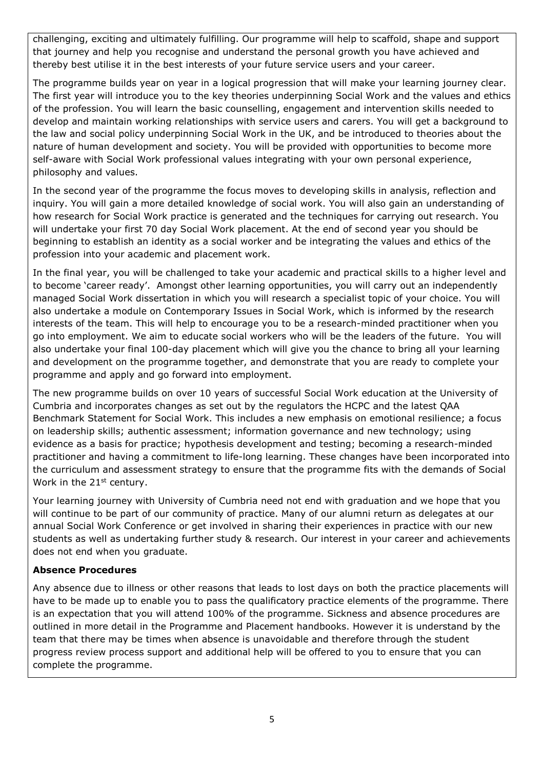challenging, exciting and ultimately fulfilling. Our programme will help to scaffold, shape and support that journey and help you recognise and understand the personal growth you have achieved and thereby best utilise it in the best interests of your future service users and your career.

The programme builds year on year in a logical progression that will make your learning journey clear. The first year will introduce you to the key theories underpinning Social Work and the values and ethics of the profession. You will learn the basic counselling, engagement and intervention skills needed to develop and maintain working relationships with service users and carers. You will get a background to the law and social policy underpinning Social Work in the UK, and be introduced to theories about the nature of human development and society. You will be provided with opportunities to become more self-aware with Social Work professional values integrating with your own personal experience, philosophy and values.

In the second year of the programme the focus moves to developing skills in analysis, reflection and inquiry. You will gain a more detailed knowledge of social work. You will also gain an understanding of how research for Social Work practice is generated and the techniques for carrying out research. You will undertake your first 70 day Social Work placement. At the end of second year you should be beginning to establish an identity as a social worker and be integrating the values and ethics of the profession into your academic and placement work.

In the final year, you will be challenged to take your academic and practical skills to a higher level and to become 'career ready'. Amongst other learning opportunities, you will carry out an independently managed Social Work dissertation in which you will research a specialist topic of your choice. You will also undertake a module on Contemporary Issues in Social Work, which is informed by the research interests of the team. This will help to encourage you to be a research-minded practitioner when you go into employment. We aim to educate social workers who will be the leaders of the future. You will also undertake your final 100-day placement which will give you the chance to bring all your learning and development on the programme together, and demonstrate that you are ready to complete your programme and apply and go forward into employment.

The new programme builds on over 10 years of successful Social Work education at the University of Cumbria and incorporates changes as set out by the regulators the HCPC and the latest QAA Benchmark Statement for Social Work. This includes a new emphasis on emotional resilience; a focus on leadership skills; authentic assessment; information governance and new technology; using evidence as a basis for practice; hypothesis development and testing; becoming a research-minded practitioner and having a commitment to life-long learning. These changes have been incorporated into the curriculum and assessment strategy to ensure that the programme fits with the demands of Social Work in the 21st century.

Your learning journey with University of Cumbria need not end with graduation and we hope that you will continue to be part of our community of practice. Many of our alumni return as delegates at our annual Social Work Conference or get involved in sharing their experiences in practice with our new students as well as undertaking further study & research. Our interest in your career and achievements does not end when you graduate.

**Absence Procedures**

Any absence due to illness or other reasons that leads to lost days on both the practice placements will have to be made up to enable you to pass the qualificatory practice elements of the programme. There is an expectation that you will attend 100% of the programme. Sickness and absence procedures are outlined in more detail in the Programme and Placement handbooks. However it is understand by the team that there may be times when absence is unavoidable and therefore through the student progress review process support and additional help will be offered to you to ensure that you can complete the programme.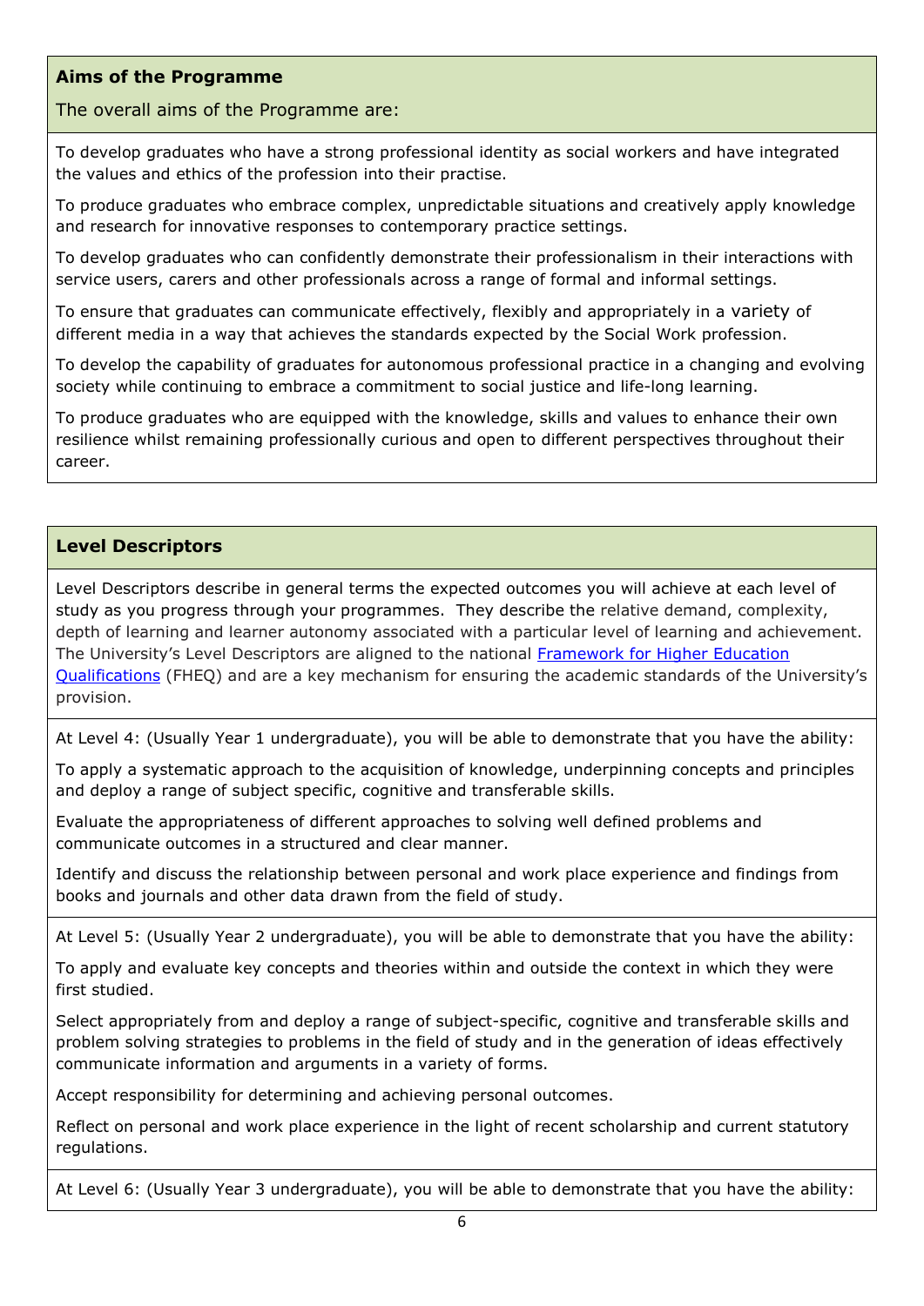## Aims of the Programme

The overall aims of the Programme are:

To develop graduates who have a strong professional identity as social workers and have integrated the values and ethics of the profession into their practise.

To produce graduates who embrace complex, unpredictable situations and creatively apply knowledge and research for innovative responses to contemporary practice settings.

To develop graduates who can confidently demonstrate their professionalism in their interactions with service users, carers and other professionals across a range of formal and informal settings.

To ensure that graduates can communicate effectively, flexibly and appropriately in a variety of different media in a way that achieves the standards expected by the Social Work profession.

To develop the capability of graduates for autonomous professional practice in a changing and evolving society while continuing to embrace a commitment to social justice and life-long learning.

To produce graduates who are equipped with the knowledge, skills and values to enhance their own resilience whilst remaining professionally curious and open to different perspectives throughout their career.

## Level Descriptors

Level Descriptors describe in general terms the expected outcomes you will achieve at each level of study as you progress through your programmes. They describe the relative demand, complexity, depth of learning and learner autonomy associated with a particular level of learning and achievement. The University's Level Descriptors are aligned to the national [Framework for Higher Education Qualifications](Framework for Higher Education Qualifications) (FHEQ) and are a key mechanism for ensuring the academic standards of the University's provision.

At Level 4: (Usually Year 1 undergraduate), you will be able to demonstrate that you have the ability:

To apply a systematic approach to the acquisition of knowledge, underpinning concepts and principles and deploy a range of subject specific, cognitive and transferable skills.

Evaluate the appropriateness of different approaches to solving well defined problems and communicate outcomes in a structured and clear manner.

Identify and discuss the relationship between personal and work place experience and findings from books and journals and other data drawn from the field of study.

At Level 5: (Usually Year 2 undergraduate), you will be able to demonstrate that you have the ability:

To apply and evaluate key concepts and theories within and outside the context in which they were first studied.

Select appropriately from and deploy a range of subject-specific, cognitive and transferable skills and problem solving strategies to problems in the field of study and in the generation of ideas effectively communicate information and arguments in a variety of forms.

Accept responsibility for determining and achieving personal outcomes.

Reflect on personal and work place experience in the light of recent scholarship and current statutory regulations.

At Level 6: (Usually Year 3 undergraduate), you will be able to demonstrate that you have the ability: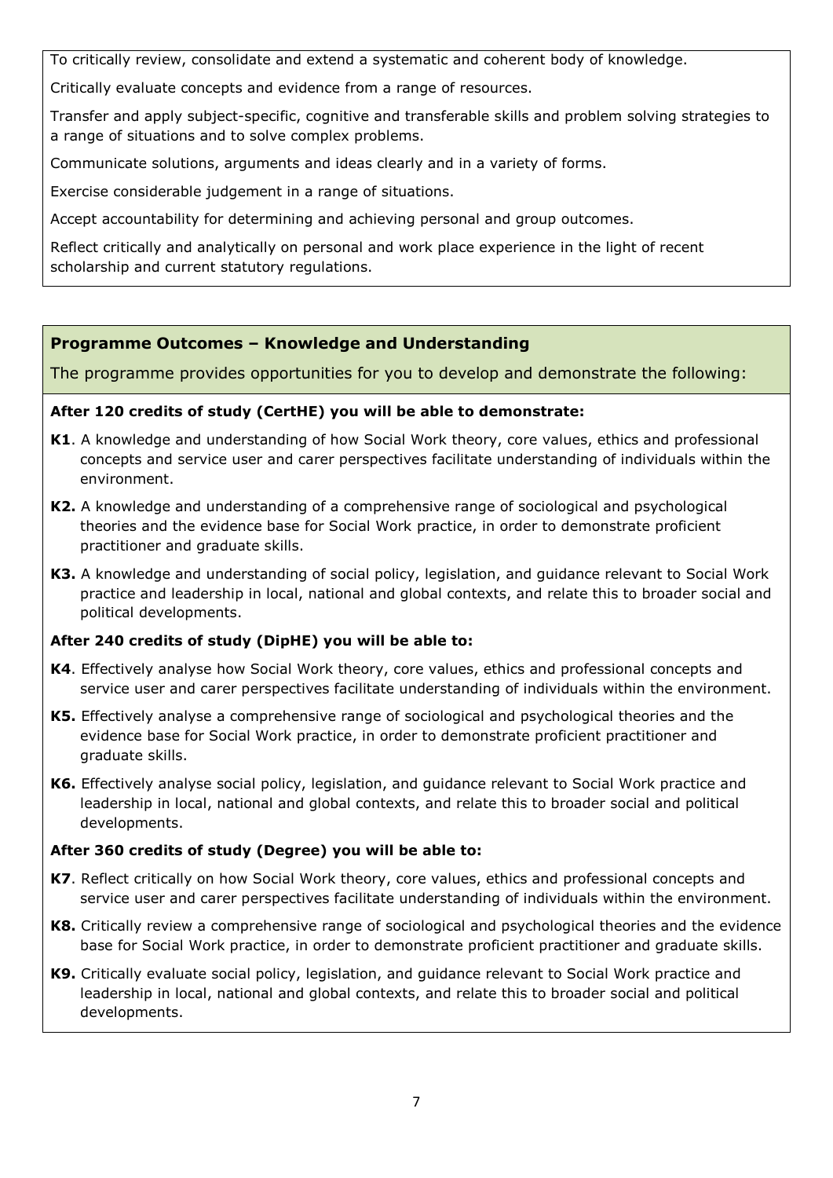To critically review, consolidate and extend a systematic and coherent body of knowledge.

Critically evaluate concepts and evidence from a range of resources.

Transfer and apply subject-specific, cognitive and transferable skills and problem solving strategies to a range of situations and to solve complex problems.

Communicate solutions, arguments and ideas clearly and in a variety of forms.

Exercise considerable judgement in a range of situations.

Accept accountability for determining and achieving personal and group outcomes.

Reflect critically and analytically on personal and work place experience in the light of recent scholarship and current statutory regulations.

## Programme Outcomes – Knowledge and Understanding

The programme provides opportunities for you to develop and demonstrate the following:

**After 120 credits of study (CertHE) you will be able to demonstrate:**

**K1**. A knowledge and understanding of how Social Work theory, core values, ethics and professional concepts and service user and carer perspectives facilitate understanding of individuals within the environment.

**K2.** A knowledge and understanding of a comprehensive range of sociological and psychological theories and the evidence base for Social Work practice, in order to demonstrate proficient practitioner and graduate skills.

**K3.** A knowledge and understanding of social policy, legislation, and guidance relevant to Social Work practice and leadership in local, national and global contexts, and relate this to broader social and political developments.

**After 240 credits of study (DipHE) you will be able to:**

**K4**. Effectively analyse how Social Work theory, core values, ethics and professional concepts and service user and carer perspectives facilitate understanding of individuals within the environment.

**K5.** Effectively analyse a comprehensive range of sociological and psychological theories and the evidence base for Social Work practice, in order to demonstrate proficient practitioner and graduate skills.

**K6.** Effectively analyse social policy, legislation, and guidance relevant to Social Work practice and leadership in local, national and global contexts, and relate this to broader social and political developments.

**After 360 credits of study (Degree) you will be able to:**

**K7**. Reflect critically on how Social Work theory, core values, ethics and professional concepts and service user and carer perspectives facilitate understanding of individuals within the environment.

**K8.** Critically review a comprehensive range of sociological and psychological theories and the evidence base for Social Work practice, in order to demonstrate proficient practitioner and graduate skills.

**K9.** Critically evaluate social policy, legislation, and guidance relevant to Social Work practice and leadership in local, national and global contexts, and relate this to broader social and political developments.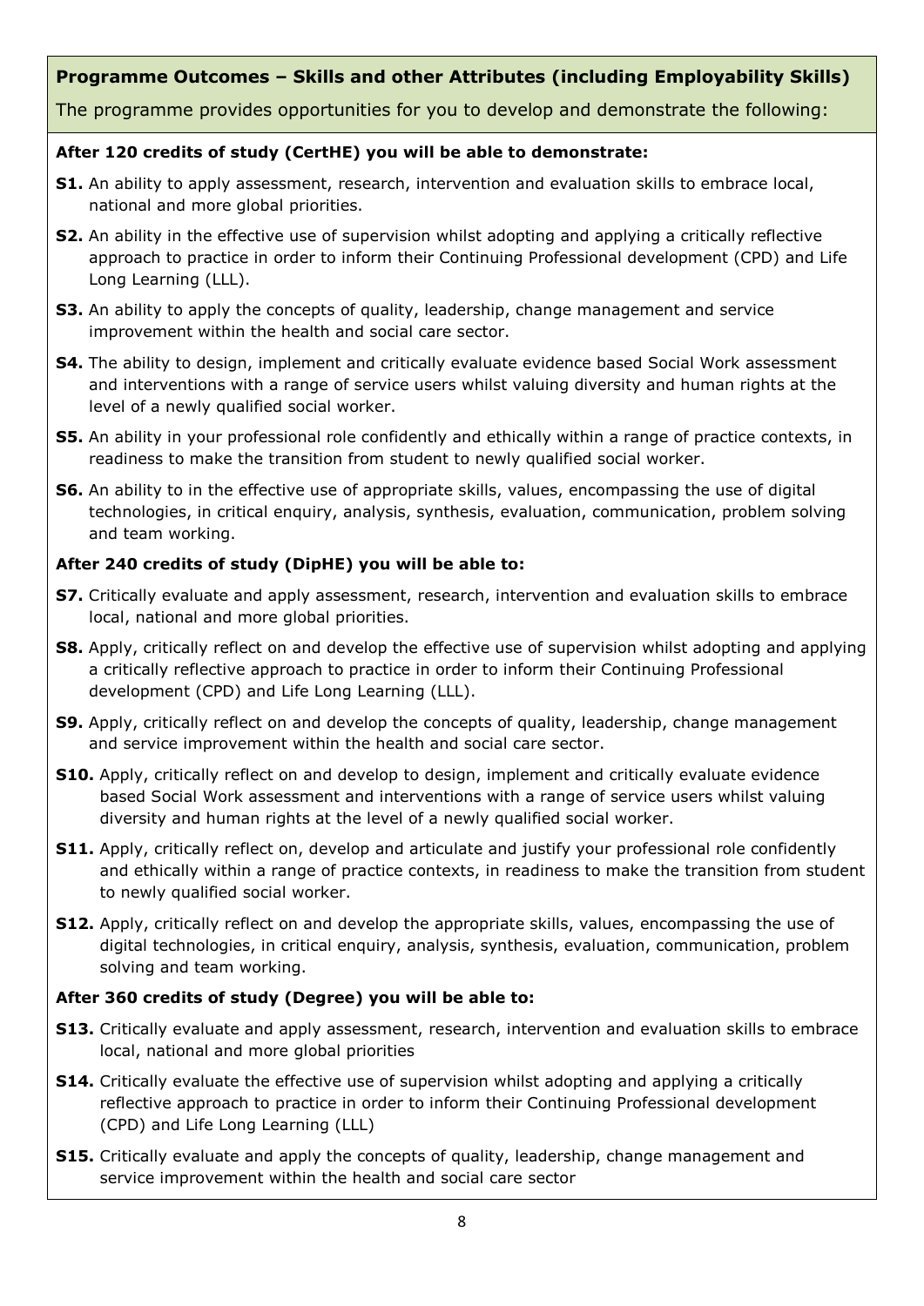## Programme Outcomes – Skills and other Attributes (including Employability Skills)

The programme provides opportunities for you to develop and demonstrate the following:

**After 120 credits of study (CertHE) you will be able to demonstrate:**

**S1.** An ability to apply assessment, research, intervention and evaluation skills to embrace local, national and more global priorities.

**S2.** An ability in the effective use of supervision whilst adopting and applying a critically reflective approach to practice in order to inform their Continuing Professional development (CPD) and Life Long Learning (LLL).

**S3.** An ability to apply the concepts of quality, leadership, change management and service improvement within the health and social care sector.

**S4.** The ability to design, implement and critically evaluate evidence based Social Work assessment and interventions with a range of service users whilst valuing diversity and human rights at the level of a newly qualified social worker.

**S5.** An ability in your professional role confidently and ethically within a range of practice contexts, in readiness to make the transition from student to newly qualified social worker.

**S6.** An ability to in the effective use of appropriate skills, values, encompassing the use of digital technologies, in critical enquiry, analysis, synthesis, evaluation, communication, problem solving and team working.

**After 240 credits of study (DipHE) you will be able to:**

**S7.** Critically evaluate and apply assessment, research, intervention and evaluation skills to embrace local, national and more global priorities.

**S8.** Apply, critically reflect on and develop the effective use of supervision whilst adopting and applying a critically reflective approach to practice in order to inform their Continuing Professional development (CPD) and Life Long Learning (LLL).

**S9.** Apply, critically reflect on and develop the concepts of quality, leadership, change management and service improvement within the health and social care sector.

**S10.** Apply, critically reflect on and develop to design, implement and critically evaluate evidence based Social Work assessment and interventions with a range of service users whilst valuing diversity and human rights at the level of a newly qualified social worker.

**S11.** Apply, critically reflect on, develop and articulate and justify your professional role confidently and ethically within a range of practice contexts, in readiness to make the transition from student to newly qualified social worker.

**S12.** Apply, critically reflect on and develop the appropriate skills, values, encompassing the use of digital technologies, in critical enquiry, analysis, synthesis, evaluation, communication, problem solving and team working.

**After 360 credits of study (Degree) you will be able to:**

**S13.** Critically evaluate and apply assessment, research, intervention and evaluation skills to embrace local, national and more global priorities

**S14.** Critically evaluate the effective use of supervision whilst adopting and applying a critically reflective approach to practice in order to inform their Continuing Professional development (CPD) and Life Long Learning (LLL)

**S15.** Critically evaluate and apply the concepts of quality, leadership, change management and service improvement within the health and social care sector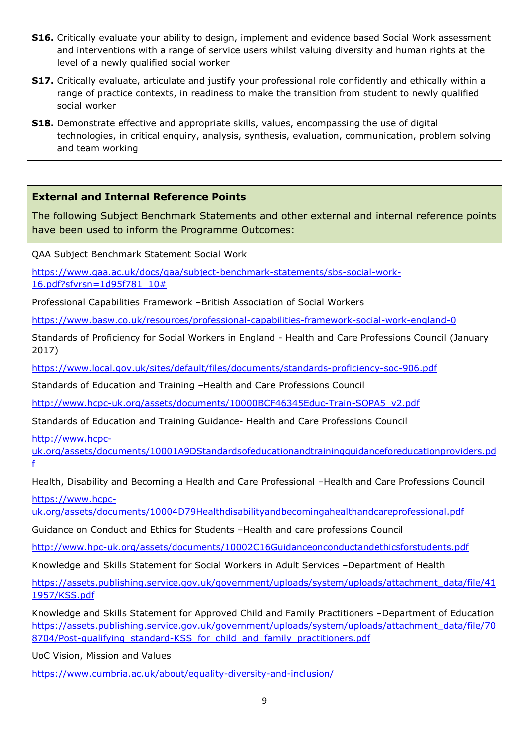**S16.** Critically evaluate your ability to design, implement and evidence based Social Work assessment and interventions with a range of service users whilst valuing diversity and human rights at the level of a newly qualified social worker

**S17.** Critically evaluate, articulate and justify your professional role confidently and ethically within a range of practice contexts, in readiness to make the transition from student to newly qualified social worker

**S18.** Demonstrate effective and appropriate skills, values, encompassing the use of digital technologies, in critical enquiry, analysis, synthesis, evaluation, communication, problem solving and team working

## External and Internal Reference Points

The following Subject Benchmark Statements and other external and internal reference points have been used to inform the Programme Outcomes:

QAA Subject Benchmark Statement Social Work

https://www.qaa.ac.uk/docs/qaa/subject-benchmark-statements/sbs-social-work-16.pdf?sfvrsn=1d95f781_10#

Professional Capabilities Framework –British Association of Social Workers

https://www.basw.co.uk/resources/professional-capabilities-framework-social-work-england-0

Standards of Proficiency for Social Workers in England - Health and Care Professions Council (January 2017)

https://www.local.gov.uk/sites/default/files/documents/standards-proficiency-soc-906.pdf

Standards of Education and Training –Health and Care Professions Council

http://www.hcpc-uk.org/assets/documents/10000BCF46345Educ-Train-SOPA5_v2.pdf

Standards of Education and Training Guidance- Health and Care Professions Council

http://www.hcpc-uk.org/assets/documents/10001A9DStandardsofeducationandtrainingguidanceforeducationproviders.pdf

Health, Disability and Becoming a Health and Care Professional –Health and Care Professions Council

https://www.hcpc-uk.org/assets/documents/10004D79Healthdisabilityandbecomingahealthandcareprofessional.pdf

Guidance on Conduct and Ethics for Students –Health and care professions Council

http://www.hpc-uk.org/assets/documents/10002C16Guidanceonconductandethicsforstudents.pdf

Knowledge and Skills Statement for Social Workers in Adult Services –Department of Health

https://assets.publishing.service.gov.uk/government/uploads/system/uploads/attachment_data/file/411957/KSS.pdf

Knowledge and Skills Statement for Approved Child and Family Practitioners –Department of Education
https://assets.publishing.service.gov.uk/government/uploads/system/uploads/attachment_data/file/708704/Post-qualifying_standard-KSS_for_child_and_family_practitioners.pdf

UoC Vision, Mission and Values

https://www.cumbria.ac.uk/about/equality-diversity-and-inclusion/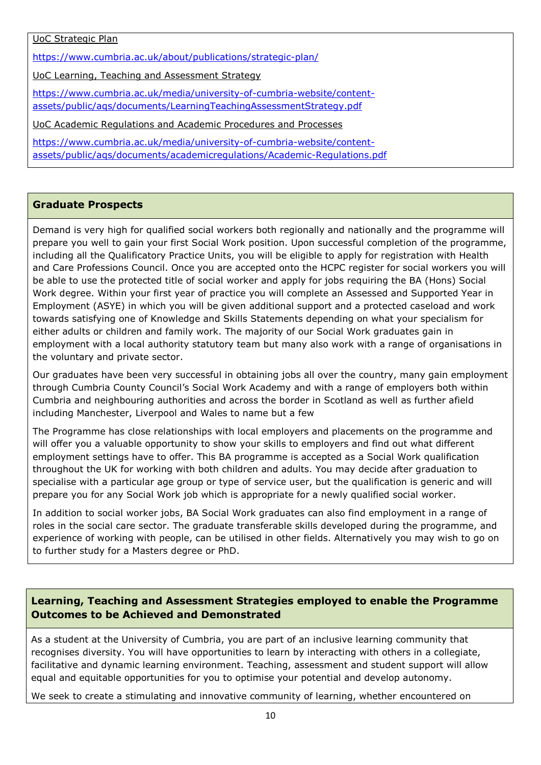UoC Strategic Plan

https://www.cumbria.ac.uk/about/publications/strategic-plan/

UoC Learning, Teaching and Assessment Strategy

https://www.cumbria.ac.uk/media/university-of-cumbria-website/content-assets/public/aqs/documents/LearningTeachingAssessmentStrategy.pdf

UoC Academic Regulations and Academic Procedures and Processes

https://www.cumbria.ac.uk/media/university-of-cumbria-website/content-assets/public/aqs/documents/academicregulations/Academic-Regulations.pdf

## Graduate Prospects

Demand is very high for qualified social workers both regionally and nationally and the programme will prepare you well to gain your first Social Work position. Upon successful completion of the programme, including all the Qualificatory Practice Units, you will be eligible to apply for registration with Health and Care Professions Council. Once you are accepted onto the HCPC register for social workers you will be able to use the protected title of social worker and apply for jobs requiring the BA (Hons) Social Work degree. Within your first year of practice you will complete an Assessed and Supported Year in Employment (ASYE) in which you will be given additional support and a protected caseload and work towards satisfying one of Knowledge and Skills Statements depending on what your specialism for either adults or children and family work. The majority of our Social Work graduates gain in employment with a local authority statutory team but many also work with a range of organisations in the voluntary and private sector.

Our graduates have been very successful in obtaining jobs all over the country, many gain employment through Cumbria County Council's Social Work Academy and with a range of employers both within Cumbria and neighbouring authorities and across the border in Scotland as well as further afield including Manchester, Liverpool and Wales to name but a few

The Programme has close relationships with local employers and placements on the programme and will offer you a valuable opportunity to show your skills to employers and find out what different employment settings have to offer. This BA programme is accepted as a Social Work qualification throughout the UK for working with both children and adults. You may decide after graduation to specialise with a particular age group or type of service user, but the qualification is generic and will prepare you for any Social Work job which is appropriate for a newly qualified social worker.

In addition to social worker jobs, BA Social Work graduates can also find employment in a range of roles in the social care sector. The graduate transferable skills developed during the programme, and experience of working with people, can be utilised in other fields. Alternatively you may wish to go on to further study for a Masters degree or PhD.

## Learning, Teaching and Assessment Strategies employed to enable the Programme Outcomes to be Achieved and Demonstrated

As a student at the University of Cumbria, you are part of an inclusive learning community that recognises diversity. You will have opportunities to learn by interacting with others in a collegiate, facilitative and dynamic learning environment. Teaching, assessment and student support will allow equal and equitable opportunities for you to optimise your potential and develop autonomy.

We seek to create a stimulating and innovative community of learning, whether encountered on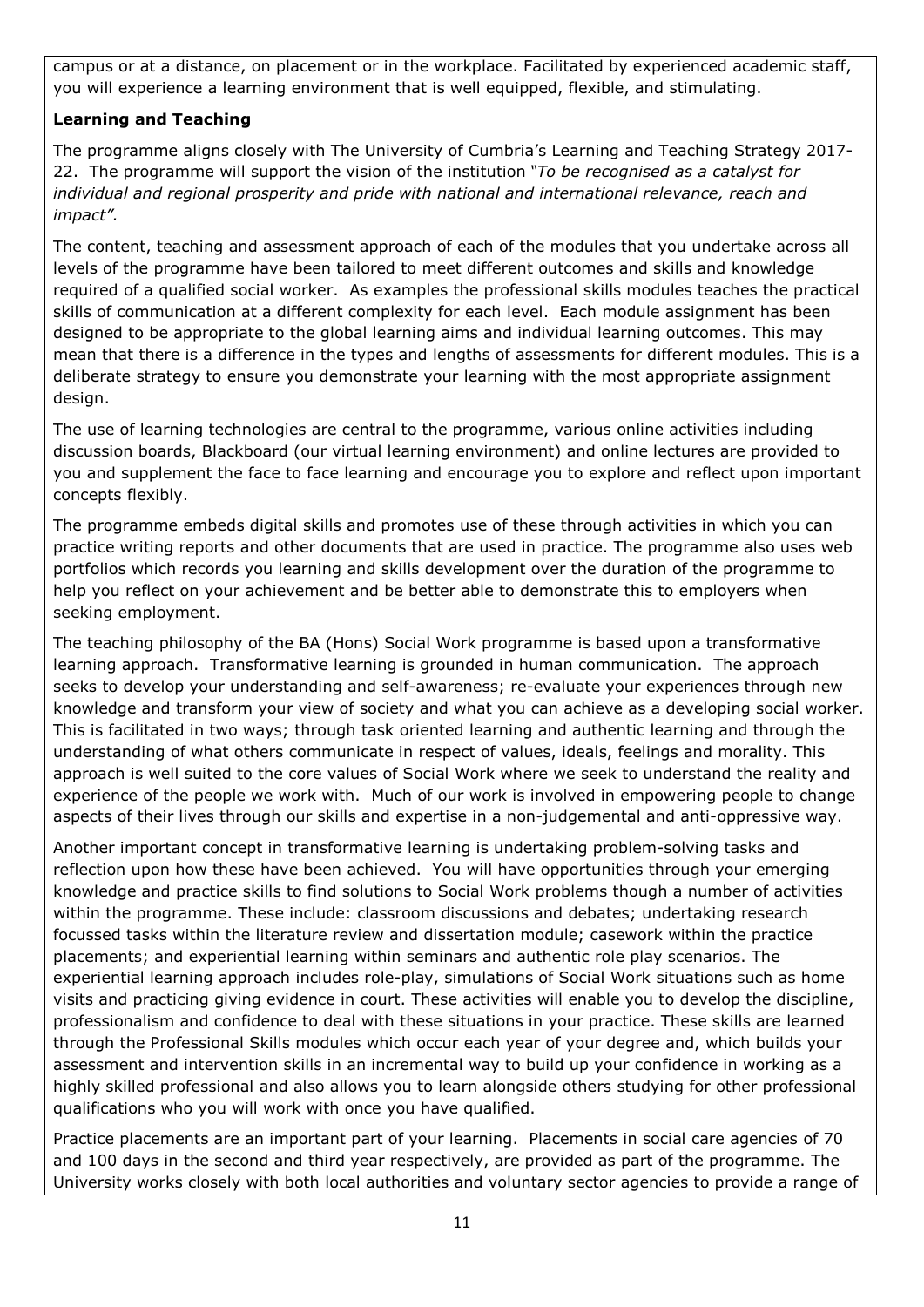campus or at a distance, on placement or in the workplace. Facilitated by experienced academic staff, you will experience a learning environment that is well equipped, flexible, and stimulating.

**Learning and Teaching**

The programme aligns closely with The University of Cumbria's Learning and Teaching Strategy 2017-22. The programme will support the vision of the institution "*To be recognised as a catalyst for individual and regional prosperity and pride with national and international relevance, reach and impact".*

The content, teaching and assessment approach of each of the modules that you undertake across all levels of the programme have been tailored to meet different outcomes and skills and knowledge required of a qualified social worker. As examples the professional skills modules teaches the practical skills of communication at a different complexity for each level. Each module assignment has been designed to be appropriate to the global learning aims and individual learning outcomes. This may mean that there is a difference in the types and lengths of assessments for different modules. This is a deliberate strategy to ensure you demonstrate your learning with the most appropriate assignment design.

The use of learning technologies are central to the programme, various online activities including discussion boards, Blackboard (our virtual learning environment) and online lectures are provided to you and supplement the face to face learning and encourage you to explore and reflect upon important concepts flexibly.

The programme embeds digital skills and promotes use of these through activities in which you can practice writing reports and other documents that are used in practice. The programme also uses web portfolios which records you learning and skills development over the duration of the programme to help you reflect on your achievement and be better able to demonstrate this to employers when seeking employment.

The teaching philosophy of the BA (Hons) Social Work programme is based upon a transformative learning approach. Transformative learning is grounded in human communication. The approach seeks to develop your understanding and self-awareness; re-evaluate your experiences through new knowledge and transform your view of society and what you can achieve as a developing social worker. This is facilitated in two ways; through task oriented learning and authentic learning and through the understanding of what others communicate in respect of values, ideals, feelings and morality. This approach is well suited to the core values of Social Work where we seek to understand the reality and experience of the people we work with. Much of our work is involved in empowering people to change aspects of their lives through our skills and expertise in a non-judgemental and anti-oppressive way.

Another important concept in transformative learning is undertaking problem-solving tasks and reflection upon how these have been achieved. You will have opportunities through your emerging knowledge and practice skills to find solutions to Social Work problems though a number of activities within the programme. These include: classroom discussions and debates; undertaking research focussed tasks within the literature review and dissertation module; casework within the practice placements; and experiential learning within seminars and authentic role play scenarios. The experiential learning approach includes role-play, simulations of Social Work situations such as home visits and practicing giving evidence in court. These activities will enable you to develop the discipline, professionalism and confidence to deal with these situations in your practice. These skills are learned through the Professional Skills modules which occur each year of your degree and, which builds your assessment and intervention skills in an incremental way to build up your confidence in working as a highly skilled professional and also allows you to learn alongside others studying for other professional qualifications who you will work with once you have qualified.

Practice placements are an important part of your learning. Placements in social care agencies of 70 and 100 days in the second and third year respectively, are provided as part of the programme. The University works closely with both local authorities and voluntary sector agencies to provide a range of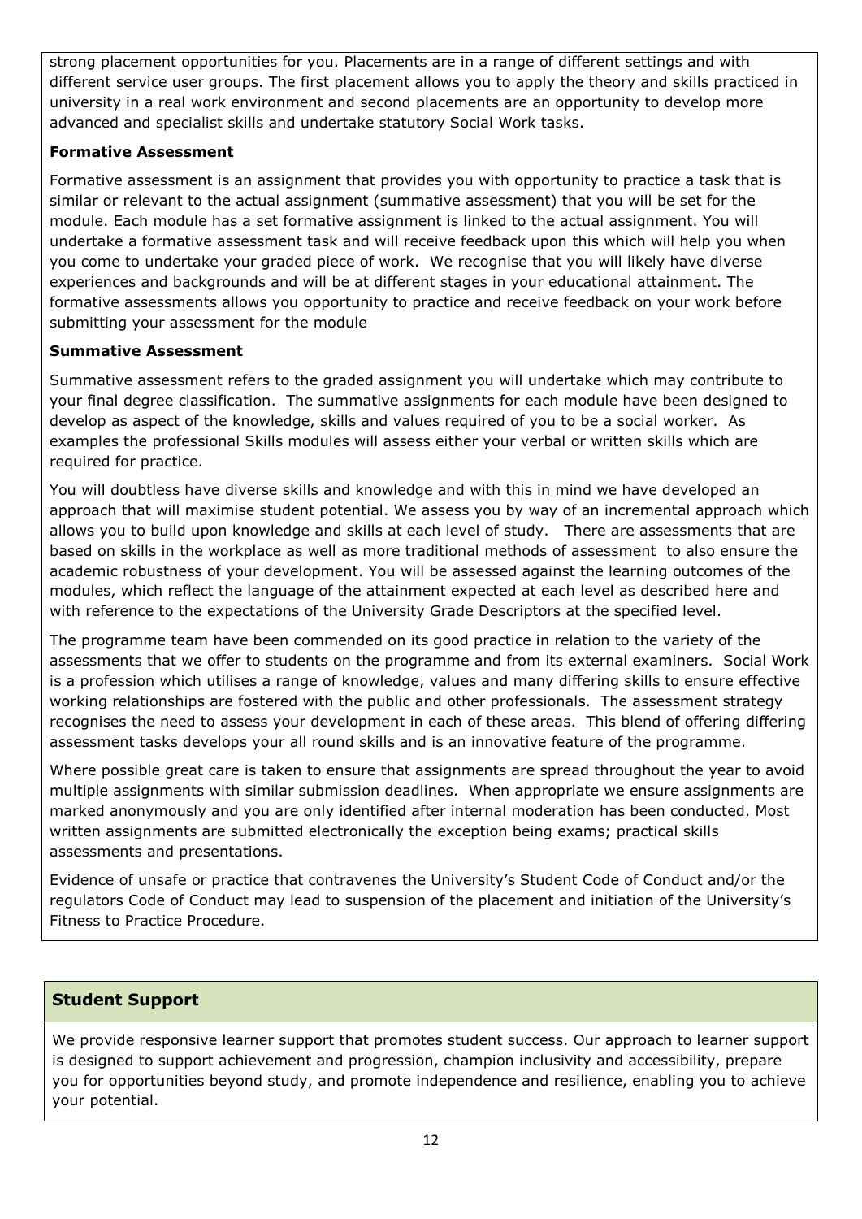strong placement opportunities for you. Placements are in a range of different settings and with different service user groups. The first placement allows you to apply the theory and skills practiced in university in a real work environment and second placements are an opportunity to develop more advanced and specialist skills and undertake statutory Social Work tasks.

**Formative Assessment**

Formative assessment is an assignment that provides you with opportunity to practice a task that is similar or relevant to the actual assignment (summative assessment) that you will be set for the module. Each module has a set formative assignment is linked to the actual assignment. You will undertake a formative assessment task and will receive feedback upon this which will help you when you come to undertake your graded piece of work. We recognise that you will likely have diverse experiences and backgrounds and will be at different stages in your educational attainment. The formative assessments allows you opportunity to practice and receive feedback on your work before submitting your assessment for the module

**Summative Assessment**

Summative assessment refers to the graded assignment you will undertake which may contribute to your final degree classification. The summative assignments for each module have been designed to develop as aspect of the knowledge, skills and values required of you to be a social worker. As examples the professional Skills modules will assess either your verbal or written skills which are required for practice.

You will doubtless have diverse skills and knowledge and with this in mind we have developed an approach that will maximise student potential. We assess you by way of an incremental approach which allows you to build upon knowledge and skills at each level of study. There are assessments that are based on skills in the workplace as well as more traditional methods of assessment to also ensure the academic robustness of your development. You will be assessed against the learning outcomes of the modules, which reflect the language of the attainment expected at each level as described here and with reference to the expectations of the University Grade Descriptors at the specified level.

The programme team have been commended on its good practice in relation to the variety of the assessments that we offer to students on the programme and from its external examiners. Social Work is a profession which utilises a range of knowledge, values and many differing skills to ensure effective working relationships are fostered with the public and other professionals. The assessment strategy recognises the need to assess your development in each of these areas. This blend of offering differing assessment tasks develops your all round skills and is an innovative feature of the programme.

Where possible great care is taken to ensure that assignments are spread throughout the year to avoid multiple assignments with similar submission deadlines. When appropriate we ensure assignments are marked anonymously and you are only identified after internal moderation has been conducted. Most written assignments are submitted electronically the exception being exams; practical skills assessments and presentations.

Evidence of unsafe or practice that contravenes the University's Student Code of Conduct and/or the regulators Code of Conduct may lead to suspension of the placement and initiation of the University's Fitness to Practice Procedure.

## Student Support

We provide responsive learner support that promotes student success. Our approach to learner support is designed to support achievement and progression, champion inclusivity and accessibility, prepare you for opportunities beyond study, and promote independence and resilience, enabling you to achieve your potential.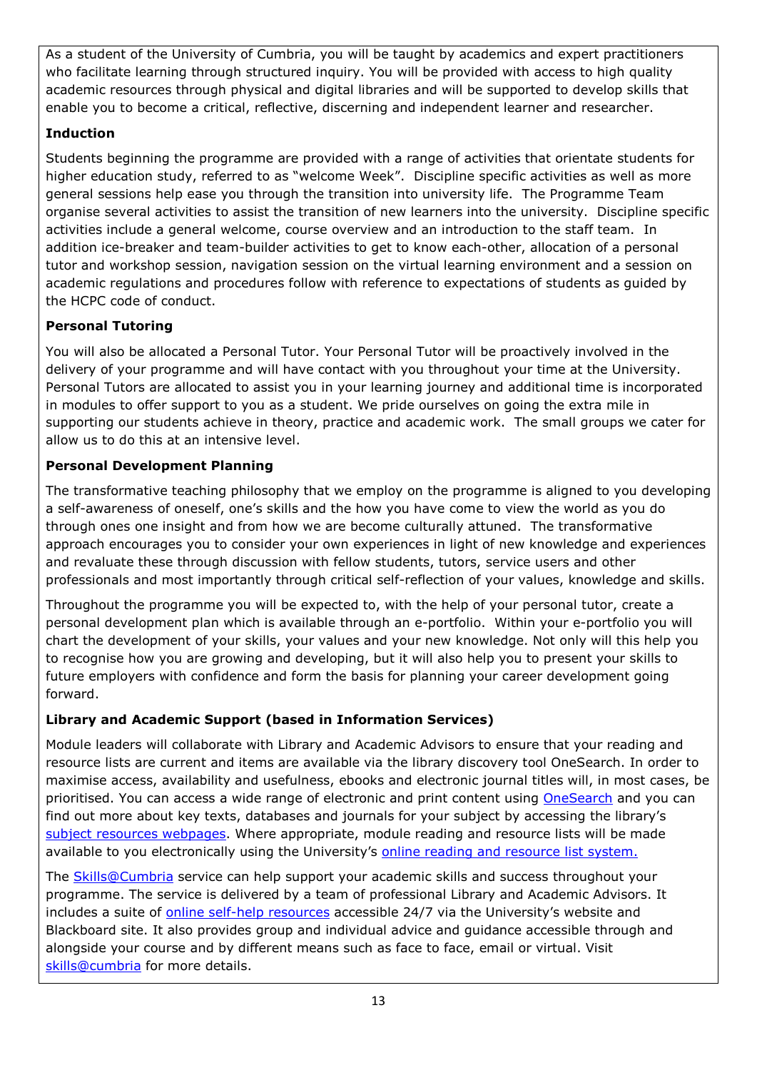As a student of the University of Cumbria, you will be taught by academics and expert practitioners who facilitate learning through structured inquiry. You will be provided with access to high quality academic resources through physical and digital libraries and will be supported to develop skills that enable you to become a critical, reflective, discerning and independent learner and researcher.

**Induction**

Students beginning the programme are provided with a range of activities that orientate students for higher education study, referred to as "welcome Week". Discipline specific activities as well as more general sessions help ease you through the transition into university life. The Programme Team organise several activities to assist the transition of new learners into the university. Discipline specific activities include a general welcome, course overview and an introduction to the staff team. In addition ice-breaker and team-builder activities to get to know each-other, allocation of a personal tutor and workshop session, navigation session on the virtual learning environment and a session on academic regulations and procedures follow with reference to expectations of students as guided by the HCPC code of conduct.

**Personal Tutoring**

You will also be allocated a Personal Tutor. Your Personal Tutor will be proactively involved in the delivery of your programme and will have contact with you throughout your time at the University. Personal Tutors are allocated to assist you in your learning journey and additional time is incorporated in modules to offer support to you as a student. We pride ourselves on going the extra mile in supporting our students achieve in theory, practice and academic work. The small groups we cater for allow us to do this at an intensive level.

**Personal Development Planning**

The transformative teaching philosophy that we employ on the programme is aligned to you developing a self-awareness of oneself, one's skills and the how you have come to view the world as you do through ones one insight and from how we are become culturally attuned. The transformative approach encourages you to consider your own experiences in light of new knowledge and experiences and revaluate these through discussion with fellow students, tutors, service users and other professionals and most importantly through critical self-reflection of your values, knowledge and skills.

Throughout the programme you will be expected to, with the help of your personal tutor, create a personal development plan which is available through an e-portfolio. Within your e-portfolio you will chart the development of your skills, your values and your new knowledge. Not only will this help you to recognise how you are growing and developing, but it will also help you to present your skills to future employers with confidence and form the basis for planning your career development going forward.

**Library and Academic Support (based in Information Services)**

Module leaders will collaborate with Library and Academic Advisors to ensure that your reading and resource lists are current and items are available via the library discovery tool OneSearch. In order to maximise access, availability and usefulness, ebooks and electronic journal titles will, in most cases, be prioritised. You can access a wide range of electronic and print content using OneSearch and you can find out more about key texts, databases and journals for your subject by accessing the library's subject resources webpages. Where appropriate, module reading and resource lists will be made available to you electronically using the University's online reading and resource list system.

The Skills@Cumbria service can help support your academic skills and success throughout your programme. The service is delivered by a team of professional Library and Academic Advisors. It includes a suite of online self-help resources accessible 24/7 via the University's website and Blackboard site. It also provides group and individual advice and guidance accessible through and alongside your course and by different means such as face to face, email or virtual. Visit skills@cumbria for more details.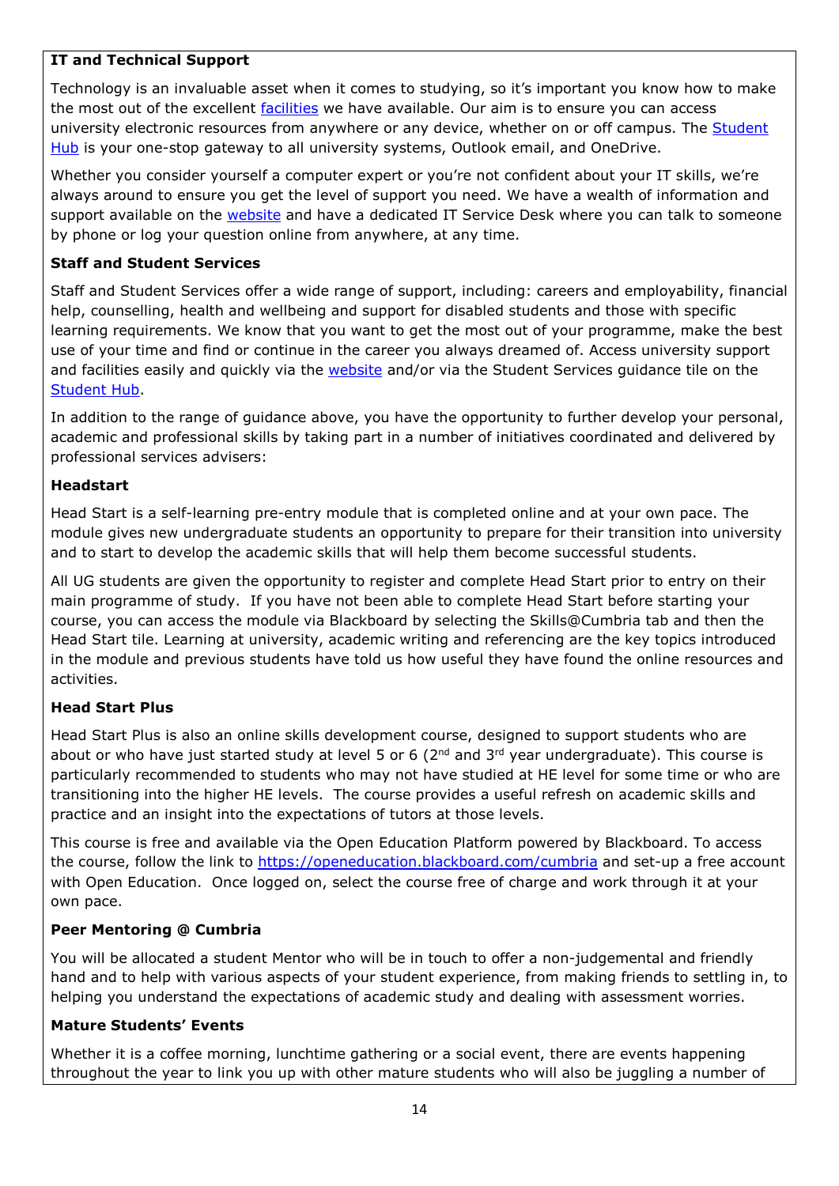**IT and Technical Support**

Technology is an invaluable asset when it comes to studying, so it's important you know how to make the most out of the excellent facilities we have available. Our aim is to ensure you can access university electronic resources from anywhere or any device, whether on or off campus. The Student Hub is your one-stop gateway to all university systems, Outlook email, and OneDrive.

Whether you consider yourself a computer expert or you're not confident about your IT skills, we're always around to ensure you get the level of support you need. We have a wealth of information and support available on the website and have a dedicated IT Service Desk where you can talk to someone by phone or log your question online from anywhere, at any time.

**Staff and Student Services**

Staff and Student Services offer a wide range of support, including: careers and employability, financial help, counselling, health and wellbeing and support for disabled students and those with specific learning requirements. We know that you want to get the most out of your programme, make the best use of your time and find or continue in the career you always dreamed of. Access university support and facilities easily and quickly via the website and/or via the Student Services guidance tile on the Student Hub.

In addition to the range of guidance above, you have the opportunity to further develop your personal, academic and professional skills by taking part in a number of initiatives coordinated and delivered by professional services advisers:

**Headstart**

Head Start is a self-learning pre-entry module that is completed online and at your own pace. The module gives new undergraduate students an opportunity to prepare for their transition into university and to start to develop the academic skills that will help them become successful students.

All UG students are given the opportunity to register and complete Head Start prior to entry on their main programme of study. If you have not been able to complete Head Start before starting your course, you can access the module via Blackboard by selecting the Skills@Cumbria tab and then the Head Start tile. Learning at university, academic writing and referencing are the key topics introduced in the module and previous students have told us how useful they have found the online resources and activities.

**Head Start Plus**

Head Start Plus is also an online skills development course, designed to support students who are about or who have just started study at level 5 or 6 (2nd and 3rd year undergraduate). This course is particularly recommended to students who may not have studied at HE level for some time or who are transitioning into the higher HE levels. The course provides a useful refresh on academic skills and practice and an insight into the expectations of tutors at those levels.

This course is free and available via the Open Education Platform powered by Blackboard. To access the course, follow the link to https://openeducation.blackboard.com/cumbria and set-up a free account with Open Education. Once logged on, select the course free of charge and work through it at your own pace.

**Peer Mentoring @ Cumbria**

You will be allocated a student Mentor who will be in touch to offer a non-judgemental and friendly hand and to help with various aspects of your student experience, from making friends to settling in, to helping you understand the expectations of academic study and dealing with assessment worries.

**Mature Students' Events**

Whether it is a coffee morning, lunchtime gathering or a social event, there are events happening throughout the year to link you up with other mature students who will also be juggling a number of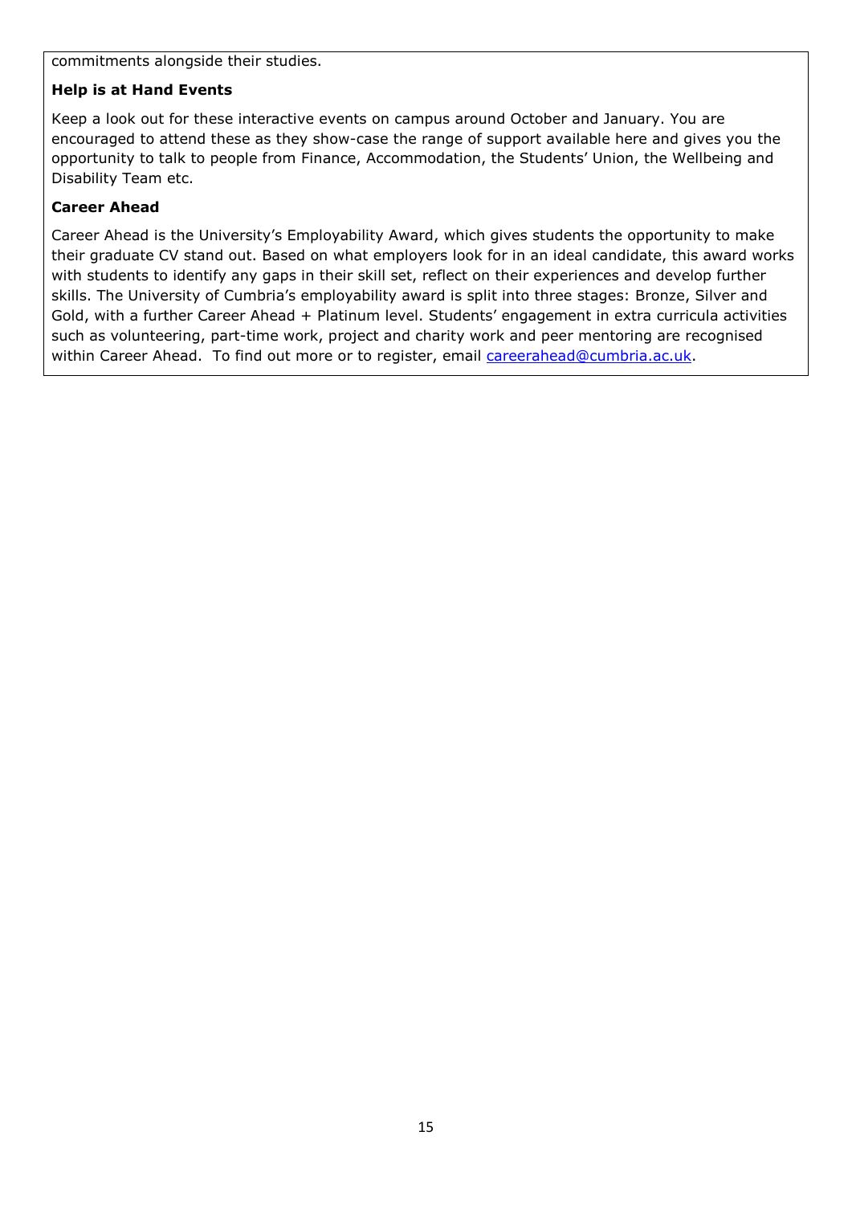commitments alongside their studies.

**Help is at Hand Events**

Keep a look out for these interactive events on campus around October and January. You are encouraged to attend these as they show-case the range of support available here and gives you the opportunity to talk to people from Finance, Accommodation, the Students' Union, the Wellbeing and Disability Team etc.

**Career Ahead**

Career Ahead is the University's Employability Award, which gives students the opportunity to make their graduate CV stand out. Based on what employers look for in an ideal candidate, this award works with students to identify any gaps in their skill set, reflect on their experiences and develop further skills. The University of Cumbria's employability award is split into three stages: Bronze, Silver and Gold, with a further Career Ahead + Platinum level. Students' engagement in extra curricula activities such as volunteering, part-time work, project and charity work and peer mentoring are recognised within Career Ahead. To find out more or to register, email careerahead@cumbria.ac.uk.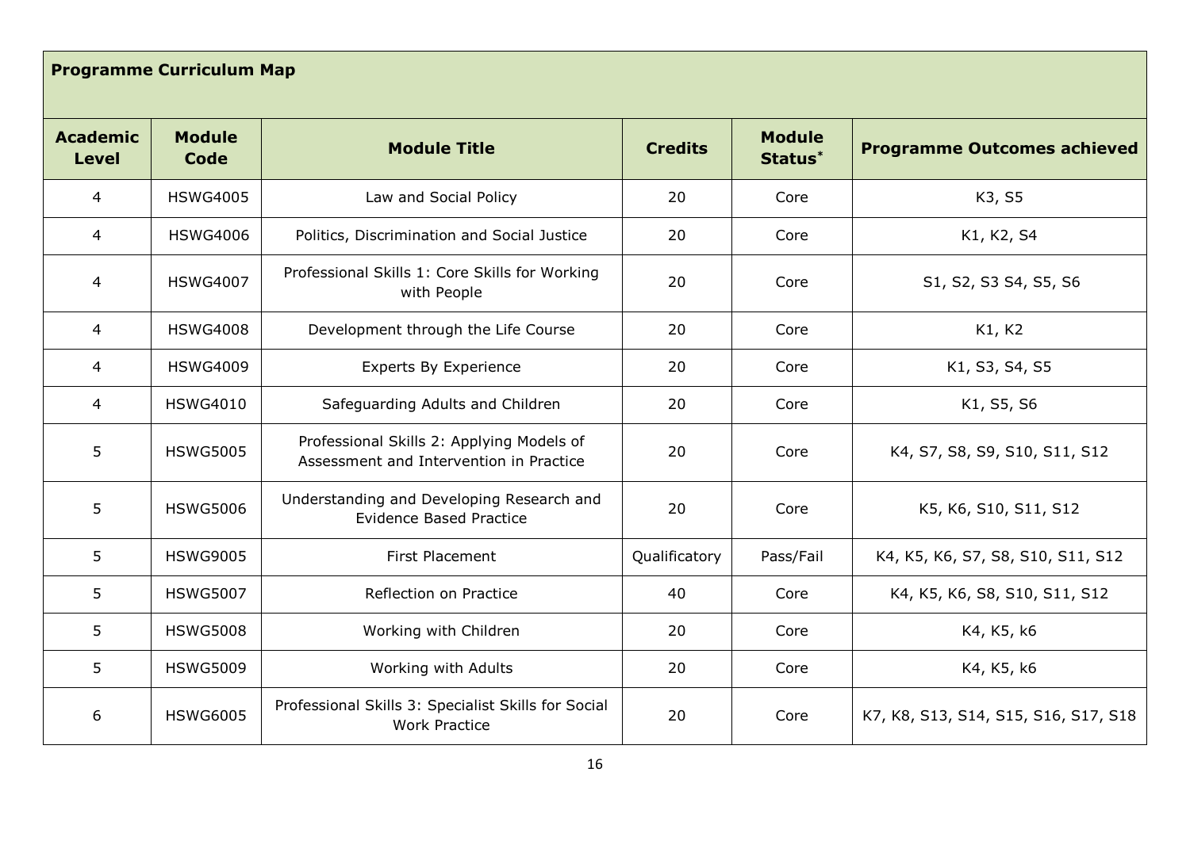| Programme Curriculum Map | | | | | |
|---|---|---|---|---|---|
| **Academic Level** | **Module Code** | **Module Title** | **Credits** | **Module Status*** | **Programme Outcomes achieved** |
| 4 | HSWG4005 | Law and Social Policy | 20 | Core | K3, S5 |
| 4 | HSWG4006 | Politics, Discrimination and Social Justice | 20 | Core | K1, K2, S4 |
| 4 | HSWG4007 | Professional Skills 1: Core Skills for Working with People | 20 | Core | S1, S2, S3 S4, S5, S6 |
| 4 | HSWG4008 | Development through the Life Course | 20 | Core | K1, K2 |
| 4 | HSWG4009 | Experts By Experience | 20 | Core | K1, S3, S4, S5 |
| 4 | HSWG4010 | Safeguarding Adults and Children | 20 | Core | K1, S5, S6 |
| 5 | HSWG5005 | Professional Skills 2: Applying Models of Assessment and Intervention in Practice | 20 | Core | K4, S7, S8, S9, S10, S11, S12 |
| 5 | HSWG5006 | Understanding and Developing Research and Evidence Based Practice | 20 | Core | K5, K6, S10, S11, S12 |
| 5 | HSWG9005 | First Placement | Qualificatory | Pass/Fail | K4, K5, K6, S7, S8, S10, S11, S12 |
| 5 | HSWG5007 | Reflection on Practice | 40 | Core | K4, K5, K6, S8, S10, S11, S12 |
| 5 | HSWG5008 | Working with Children | 20 | Core | K4, K5, k6 |
| 5 | HSWG5009 | Working with Adults | 20 | Core | K4, K5, k6 |
| 6 | HSWG6005 | Professional Skills 3: Specialist Skills for Social Work Practice | 20 | Core | K7, K8, S13, S14, S15, S16, S17, S18 |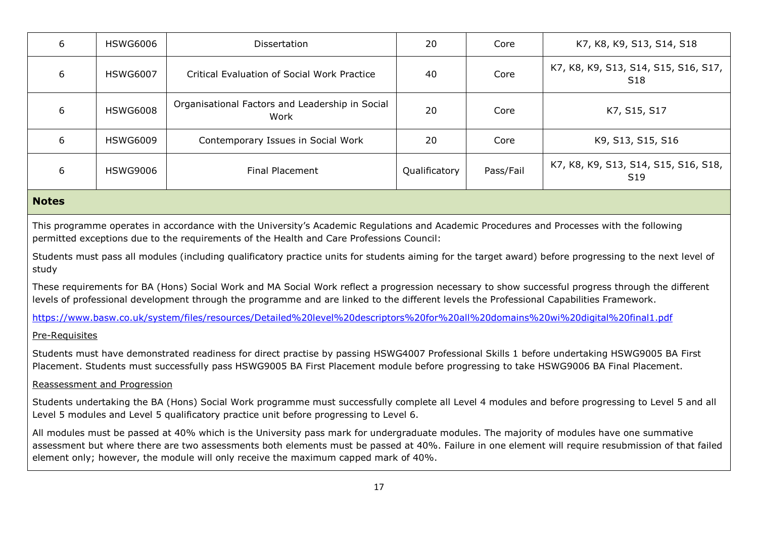| 6 | HSWG6006 | Dissertation | 20 | Core | K7, K8, K9, S13, S14, S18 |
|---|---|---|---|---|---|
| 6 | HSWG6007 | Critical Evaluation of Social Work Practice | 40 | Core | K7, K8, K9, S13, S14, S15, S16, S17, S18 |
| 6 | HSWG6008 | Organisational Factors and Leadership in Social Work | 20 | Core | K7, S15, S17 |
| 6 | HSWG6009 | Contemporary Issues in Social Work | 20 | Core | K9, S13, S15, S16 |
| 6 | HSWG9006 | Final Placement | Qualificatory | Pass/Fail | K7, K8, K9, S13, S14, S15, S16, S18, S19 |

**Notes**

This programme operates in accordance with the University's Academic Regulations and Academic Procedures and Processes with the following permitted exceptions due to the requirements of the Health and Care Professions Council:

Students must pass all modules (including qualificatory practice units for students aiming for the target award) before progressing to the next level of study

These requirements for BA (Hons) Social Work and MA Social Work reflect a progression necessary to show successful progress through the different levels of professional development through the programme and are linked to the different levels the Professional Capabilities Framework.

https://www.basw.co.uk/system/files/resources/Detailed%20level%20descriptors%20for%20all%20domains%20wi%20digital%20final1.pdf

Pre-Requisites

Students must have demonstrated readiness for direct practise by passing HSWG4007 Professional Skills 1 before undertaking HSWG9005 BA First Placement. Students must successfully pass HSWG9005 BA First Placement module before progressing to take HSWG9006 BA Final Placement.

Reassessment and Progression

Students undertaking the BA (Hons) Social Work programme must successfully complete all Level 4 modules and before progressing to Level 5 and all Level 5 modules and Level 5 qualificatory practice unit before progressing to Level 6.

All modules must be passed at 40% which is the University pass mark for undergraduate modules. The majority of modules have one summative assessment but where there are two assessments both elements must be passed at 40%. Failure in one element will require resubmission of that failed element only; however, the module will only receive the maximum capped mark of 40%.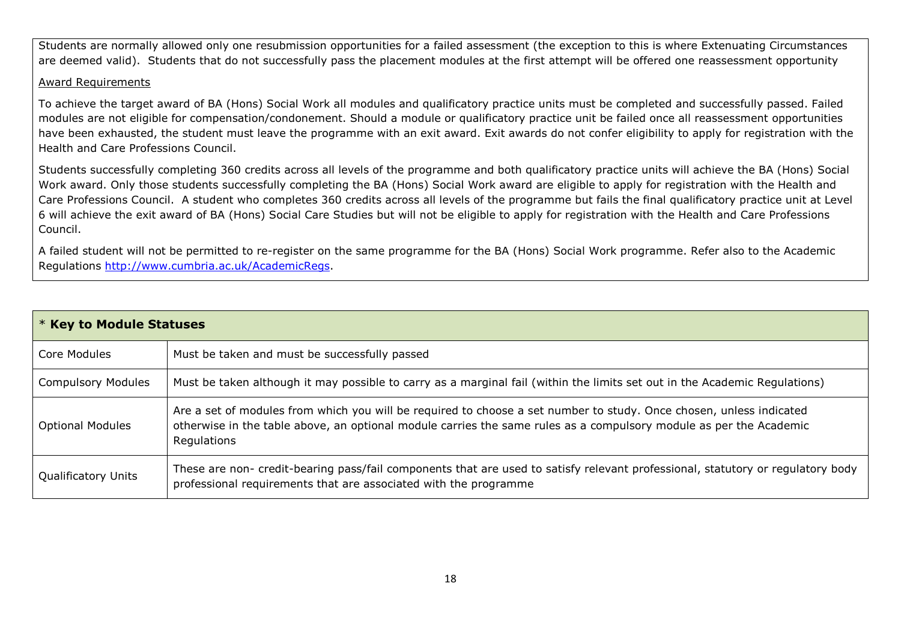Students are normally allowed only one resubmission opportunities for a failed assessment (the exception to this is where Extenuating Circumstances are deemed valid). Students that do not successfully pass the placement modules at the first attempt will be offered one reassessment opportunity

Award Requirements

To achieve the target award of BA (Hons) Social Work all modules and qualificatory practice units must be completed and successfully passed. Failed modules are not eligible for compensation/condonement. Should a module or qualificatory practice unit be failed once all reassessment opportunities have been exhausted, the student must leave the programme with an exit award. Exit awards do not confer eligibility to apply for registration with the Health and Care Professions Council.

Students successfully completing 360 credits across all levels of the programme and both qualificatory practice units will achieve the BA (Hons) Social Work award. Only those students successfully completing the BA (Hons) Social Work award are eligible to apply for registration with the Health and Care Professions Council. A student who completes 360 credits across all levels of the programme but fails the final qualificatory practice unit at Level 6 will achieve the exit award of BA (Hons) Social Care Studies but will not be eligible to apply for registration with the Health and Care Professions Council.

A failed student will not be permitted to re-register on the same programme for the BA (Hons) Social Work programme. Refer also to the Academic Regulations [http://www.cumbria.ac.uk/AcademicRegs](http://www.cumbria.ac.uk/AcademicRegs).

| * **Key to Module Statuses** | |
|---|---|
| Core Modules | Must be taken and must be successfully passed |
| Compulsory Modules | Must be taken although it may possible to carry as a marginal fail (within the limits set out in the Academic Regulations) |
| Optional Modules | Are a set of modules from which you will be required to choose a set number to study. Once chosen, unless indicated otherwise in the table above, an optional module carries the same rules as a compulsory module as per the Academic Regulations |
| Qualificatory Units | These are non- credit-bearing pass/fail components that are used to satisfy relevant professional, statutory or regulatory body professional requirements that are associated with the programme |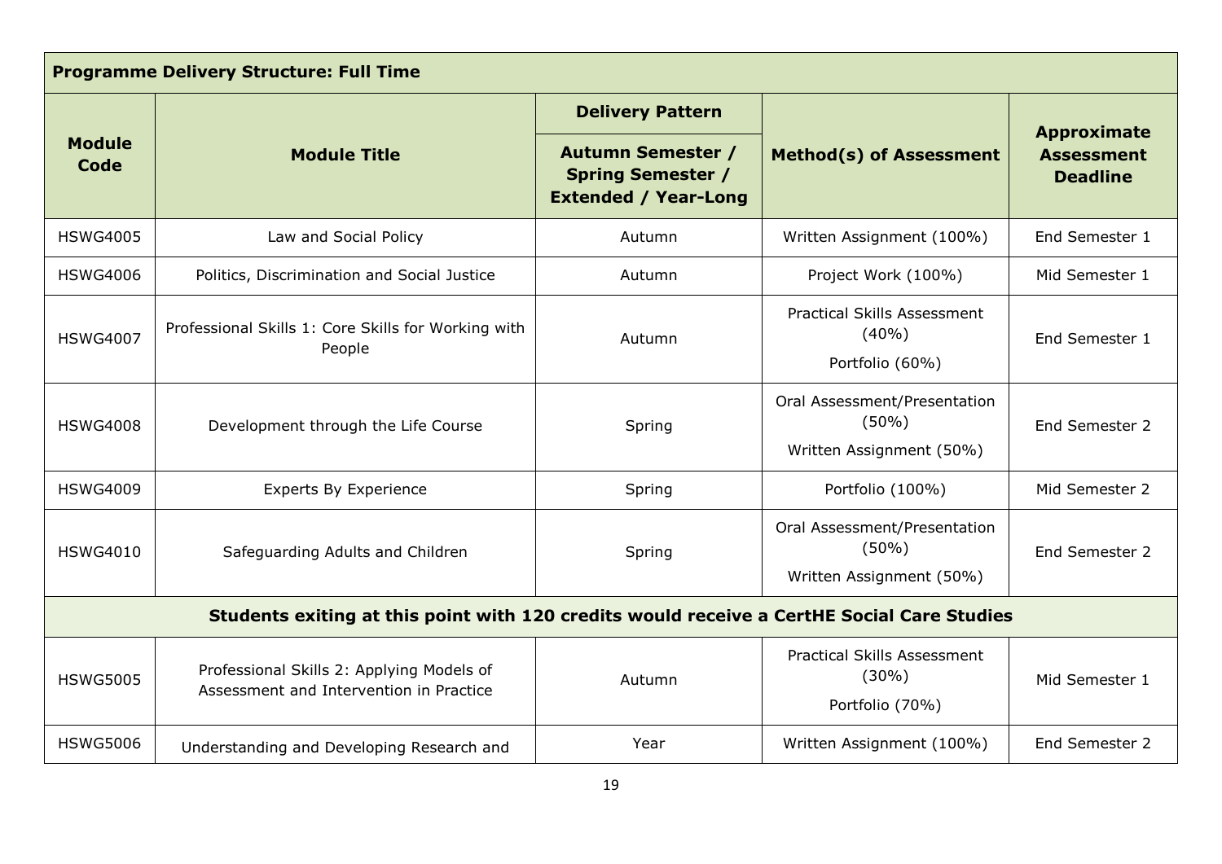| Programme Delivery Structure: Full Time | | | | |
|---|---|---|---|---|
| **Module Code** | **Module Title** | **Delivery Pattern** | **Method(s) of Assessment** | **Approximate Assessment Deadline** |
| | | **Autumn Semester / Spring Semester / Extended / Year-Long** | | |
| HSWG4005 | Law and Social Policy | Autumn | Written Assignment (100%) | End Semester 1 |
| HSWG4006 | Politics, Discrimination and Social Justice | Autumn | Project Work (100%) | Mid Semester 1 |
| HSWG4007 | Professional Skills 1: Core Skills for Working with People | Autumn | Practical Skills Assessment (40%)<br>Portfolio (60%) | End Semester 1 |
| HSWG4008 | Development through the Life Course | Spring | Oral Assessment/Presentation (50%)<br>Written Assignment (50%) | End Semester 2 |
| HSWG4009 | Experts By Experience | Spring | Portfolio (100%) | Mid Semester 2 |
| HSWG4010 | Safeguarding Adults and Children | Spring | Oral Assessment/Presentation (50%)<br>Written Assignment (50%) | End Semester 2 |
| **Students exiting at this point with 120 credits would receive a CertHE Social Care Studies** | | | | |
| HSWG5005 | Professional Skills 2: Applying Models of Assessment and Intervention in Practice | Autumn | Practical Skills Assessment (30%)<br>Portfolio (70%) | Mid Semester 1 |
| HSWG5006 | Understanding and Developing Research and | Year | Written Assignment (100%) | End Semester 2 |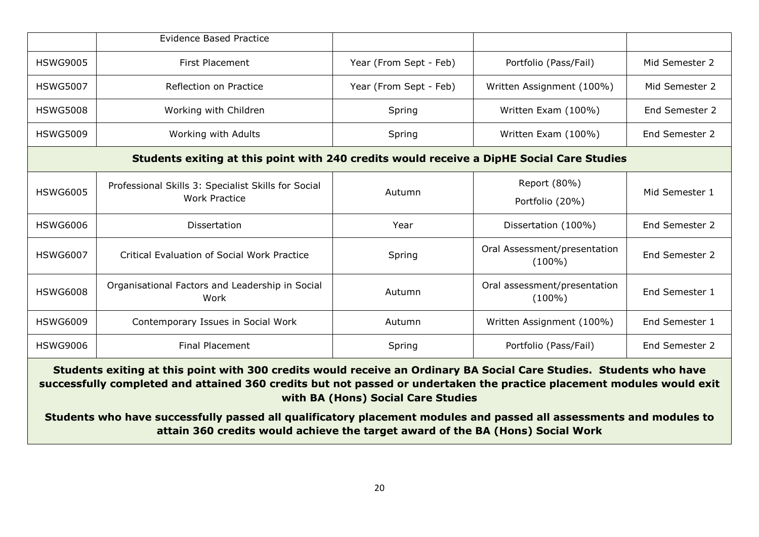| | Evidence Based Practice | | | |
|---|---|---|---|---|
| HSWG9005 | First Placement | Year (From Sept - Feb) | Portfolio (Pass/Fail) | Mid Semester 2 |
| HSWG5007 | Reflection on Practice | Year (From Sept - Feb) | Written Assignment (100%) | Mid Semester 2 |
| HSWG5008 | Working with Children | Spring | Written Exam (100%) | End Semester 2 |
| HSWG5009 | Working with Adults | Spring | Written Exam (100%) | End Semester 2 |
| **Students exiting at this point with 240 credits would receive a DipHE Social Care Studies** | | | | |
| HSWG6005 | Professional Skills 3: Specialist Skills for Social Work Practice | Autumn | Report (80%) Portfolio (20%) | Mid Semester 1 |
| HSWG6006 | Dissertation | Year | Dissertation (100%) | End Semester 2 |
| HSWG6007 | Critical Evaluation of Social Work Practice | Spring | Oral Assessment/presentation (100%) | End Semester 2 |
| HSWG6008 | Organisational Factors and Leadership in Social Work | Autumn | Oral assessment/presentation (100%) | End Semester 1 |
| HSWG6009 | Contemporary Issues in Social Work | Autumn | Written Assignment (100%) | End Semester 1 |
| HSWG9006 | Final Placement | Spring | Portfolio (Pass/Fail) | End Semester 2 |
| **Students exiting at this point with 300 credits would receive an Ordinary BA Social Care Studies. Students who have successfully completed and attained 360 credits but not passed or undertaken the practice placement modules would exit with BA (Hons) Social Care Studies** **Students who have successfully passed all qualificatory placement modules and passed all assessments and modules to attain 360 credits would achieve the target award of the BA (Hons) Social Work** | | | | |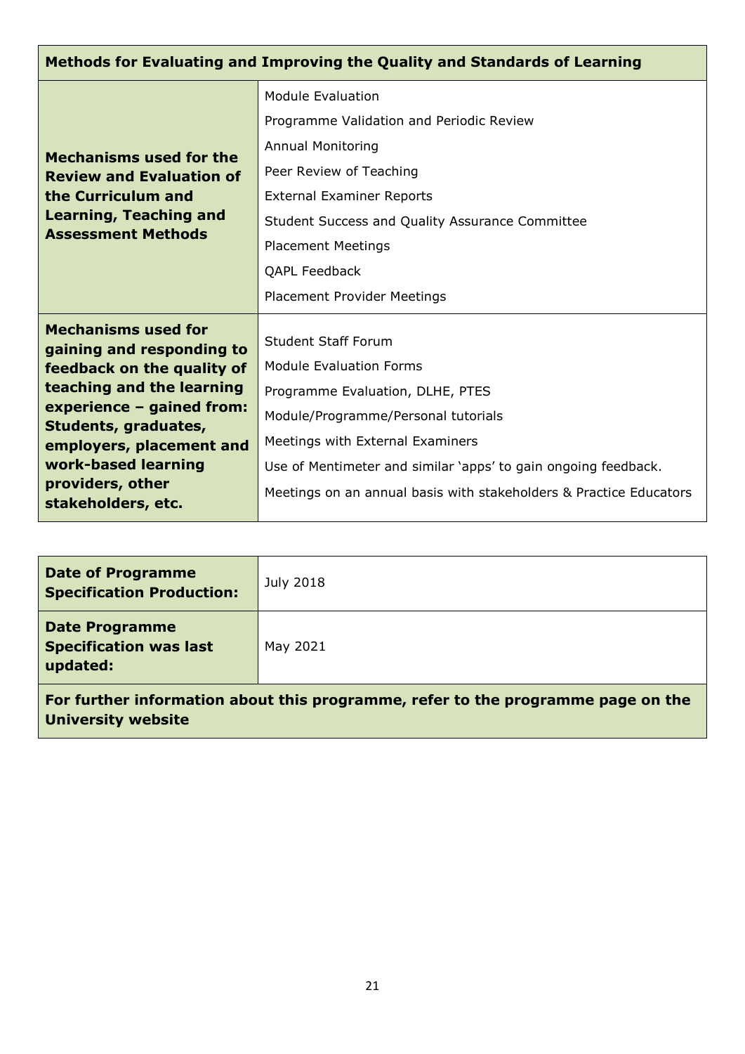| Methods for Evaluating and Improving the Quality and Standards of Learning | |
|---|---|
| **Mechanisms used for the Review and Evaluation of the Curriculum and Learning, Teaching and Assessment Methods** | Module Evaluation<br>Programme Validation and Periodic Review<br>Annual Monitoring<br>Peer Review of Teaching<br>External Examiner Reports<br>Student Success and Quality Assurance Committee<br>Placement Meetings<br>QAPL Feedback<br>Placement Provider Meetings |
| **Mechanisms used for gaining and responding to feedback on the quality of teaching and the learning experience – gained from: Students, graduates, employers, placement and work-based learning providers, other stakeholders, etc.** | Student Staff Forum<br>Module Evaluation Forms<br>Programme Evaluation, DLHE, PTES<br>Module/Programme/Personal tutorials<br>Meetings with External Examiners<br>Use of Mentimeter and similar 'apps' to gain ongoing feedback.<br>Meetings on an annual basis with stakeholders & Practice Educators |

| | |
|---|---|
| **Date of Programme Specification Production:** | July 2018 |
| **Date Programme Specification was last updated:** | May 2021 |

**For further information about this programme, refer to the programme page on the University website**